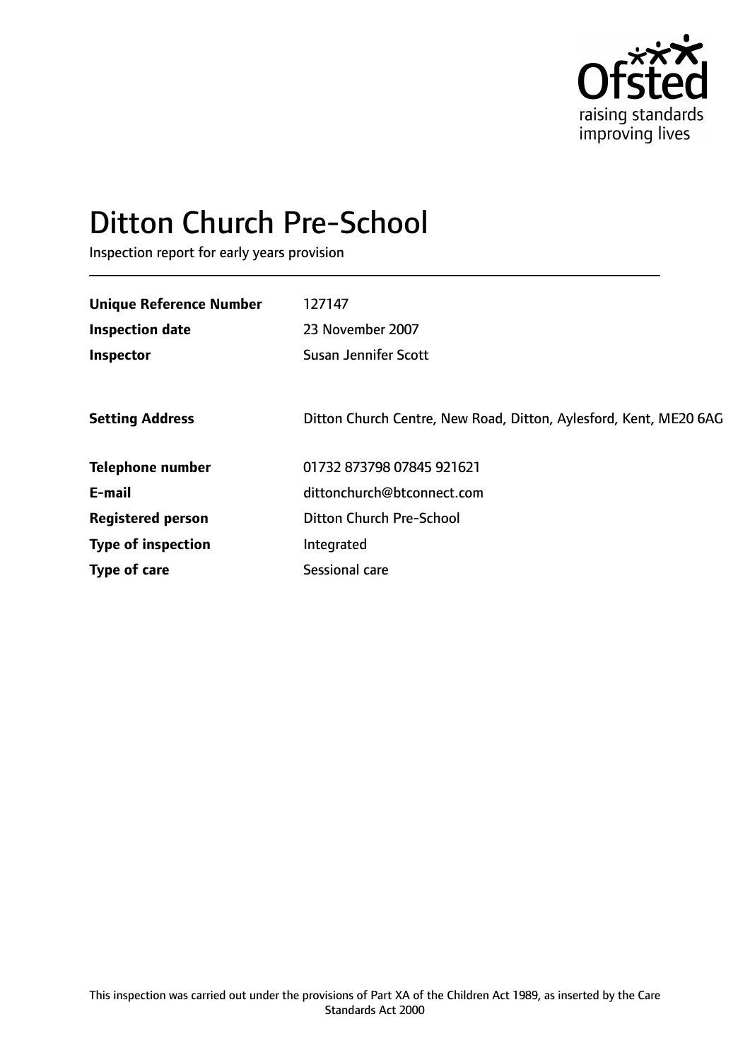Ofsted
raising standards
improving lives

# Ditton Church Pre-School

Inspection report for early years provision

| | |
|---|---|
| **Unique Reference Number** | 127147 |
| **Inspection date** | 23 November 2007 |
| **Inspector** | Susan Jennifer Scott |
| | |
| **Setting Address** | Ditton Church Centre, New Road, Ditton, Aylesford, Kent, ME20 6AG |
| | |
| **Telephone number** | 01732 873798 07845 921621 |
| **E-mail** | dittonchurch@btconnect.com |
| **Registered person** | Ditton Church Pre-School |
| **Type of inspection** | Integrated |
| **Type of care** | Sessional care |

This inspection was carried out under the provisions of Part XA of the Children Act 1989, as inserted by the Care Standards Act 2000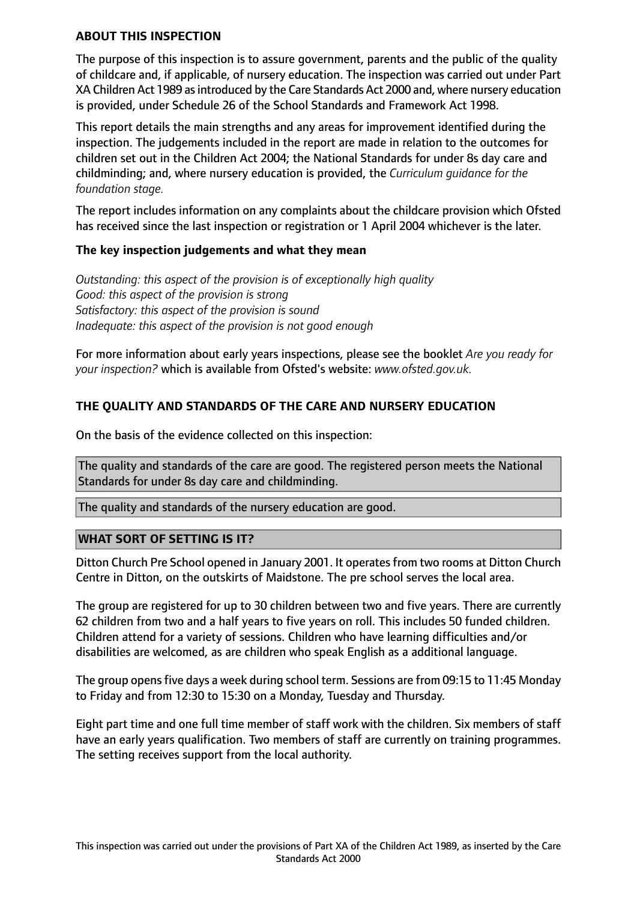## ABOUT THIS INSPECTION

The purpose of this inspection is to assure government, parents and the public of the quality of childcare and, if applicable, of nursery education. The inspection was carried out under Part XA Children Act 1989 as introduced by the Care Standards Act 2000 and, where nursery education is provided, under Schedule 26 of the School Standards and Framework Act 1998.

This report details the main strengths and any areas for improvement identified during the inspection. The judgements included in the report are made in relation to the outcomes for children set out in the Children Act 2004; the National Standards for under 8s day care and childminding; and, where nursery education is provided, the *Curriculum guidance for the foundation stage.*

The report includes information on any complaints about the childcare provision which Ofsted has received since the last inspection or registration or 1 April 2004 whichever is the later.

### The key inspection judgements and what they mean

*Outstanding: this aspect of the provision is of exceptionally high quality*
*Good: this aspect of the provision is strong*
*Satisfactory: this aspect of the provision is sound*
*Inadequate: this aspect of the provision is not good enough*

For more information about early years inspections, please see the booklet *Are you ready for your inspection?* which is available from Ofsted's website: *www.ofsted.gov.uk.*

## THE QUALITY AND STANDARDS OF THE CARE AND NURSERY EDUCATION

On the basis of the evidence collected on this inspection:

The quality and standards of the care are good. The registered person meets the National Standards for under 8s day care and childminding.

The quality and standards of the nursery education are good.

## WHAT SORT OF SETTING IS IT?

Ditton Church Pre School opened in January 2001. It operates from two rooms at Ditton Church Centre in Ditton, on the outskirts of Maidstone. The pre school serves the local area.

The group are registered for up to 30 children between two and five years. There are currently 62 children from two and a half years to five years on roll. This includes 50 funded children. Children attend for a variety of sessions. Children who have learning difficulties and/or disabilities are welcomed, as are children who speak English as a additional language.

The group opens five days a week during school term. Sessions are from 09:15 to 11:45 Monday to Friday and from 12:30 to 15:30 on a Monday, Tuesday and Thursday.

Eight part time and one full time member of staff work with the children. Six members of staff have an early years qualification. Two members of staff are currently on training programmes. The setting receives support from the local authority.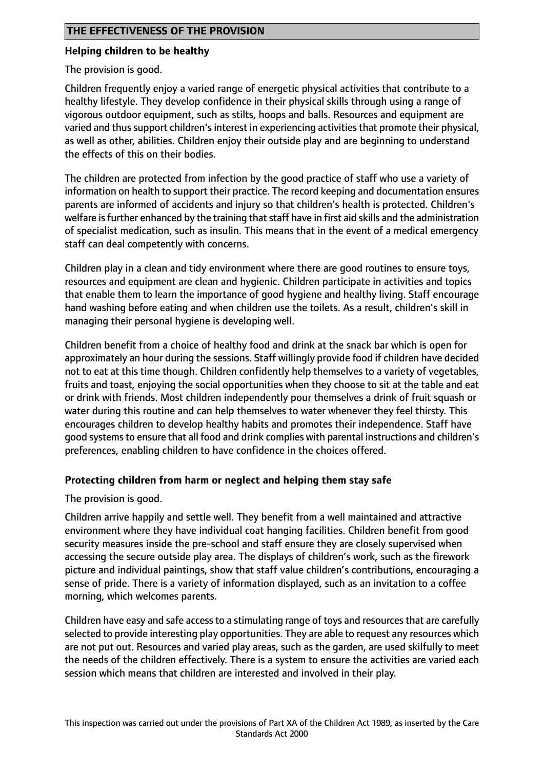## THE EFFECTIVENESS OF THE PROVISION

### Helping children to be healthy

The provision is good.

Children frequently enjoy a varied range of energetic physical activities that contribute to a healthy lifestyle. They develop confidence in their physical skills through using a range of vigorous outdoor equipment, such as stilts, hoops and balls. Resources and equipment are varied and thus support children's interest in experiencing activities that promote their physical, as well as other, abilities. Children enjoy their outside play and are beginning to understand the effects of this on their bodies.

The children are protected from infection by the good practice of staff who use a variety of information on health to support their practice. The record keeping and documentation ensures parents are informed of accidents and injury so that children's health is protected. Children's welfare is further enhanced by the training that staff have in first aid skills and the administration of specialist medication, such as insulin. This means that in the event of a medical emergency staff can deal competently with concerns.

Children play in a clean and tidy environment where there are good routines to ensure toys, resources and equipment are clean and hygienic. Children participate in activities and topics that enable them to learn the importance of good hygiene and healthy living. Staff encourage hand washing before eating and when children use the toilets. As a result, children's skill in managing their personal hygiene is developing well.

Children benefit from a choice of healthy food and drink at the snack bar which is open for approximately an hour during the sessions. Staff willingly provide food if children have decided not to eat at this time though. Children confidently help themselves to a variety of vegetables, fruits and toast, enjoying the social opportunities when they choose to sit at the table and eat or drink with friends. Most children independently pour themselves a drink of fruit squash or water during this routine and can help themselves to water whenever they feel thirsty. This encourages children to develop healthy habits and promotes their independence. Staff have good systems to ensure that all food and drink complies with parental instructions and children's preferences, enabling children to have confidence in the choices offered.

### Protecting children from harm or neglect and helping them stay safe

The provision is good.

Children arrive happily and settle well. They benefit from a well maintained and attractive environment where they have individual coat hanging facilities. Children benefit from good security measures inside the pre-school and staff ensure they are closely supervised when accessing the secure outside play area. The displays of children's work, such as the firework picture and individual paintings, show that staff value children's contributions, encouraging a sense of pride. There is a variety of information displayed, such as an invitation to a coffee morning, which welcomes parents.

Children have easy and safe access to a stimulating range of toys and resources that are carefully selected to provide interesting play opportunities. They are able to request any resources which are not put out. Resources and varied play areas, such as the garden, are used skilfully to meet the needs of the children effectively. There is a system to ensure the activities are varied each session which means that children are interested and involved in their play.

This inspection was carried out under the provisions of Part XA of the Children Act 1989, as inserted by the Care Standards Act 2000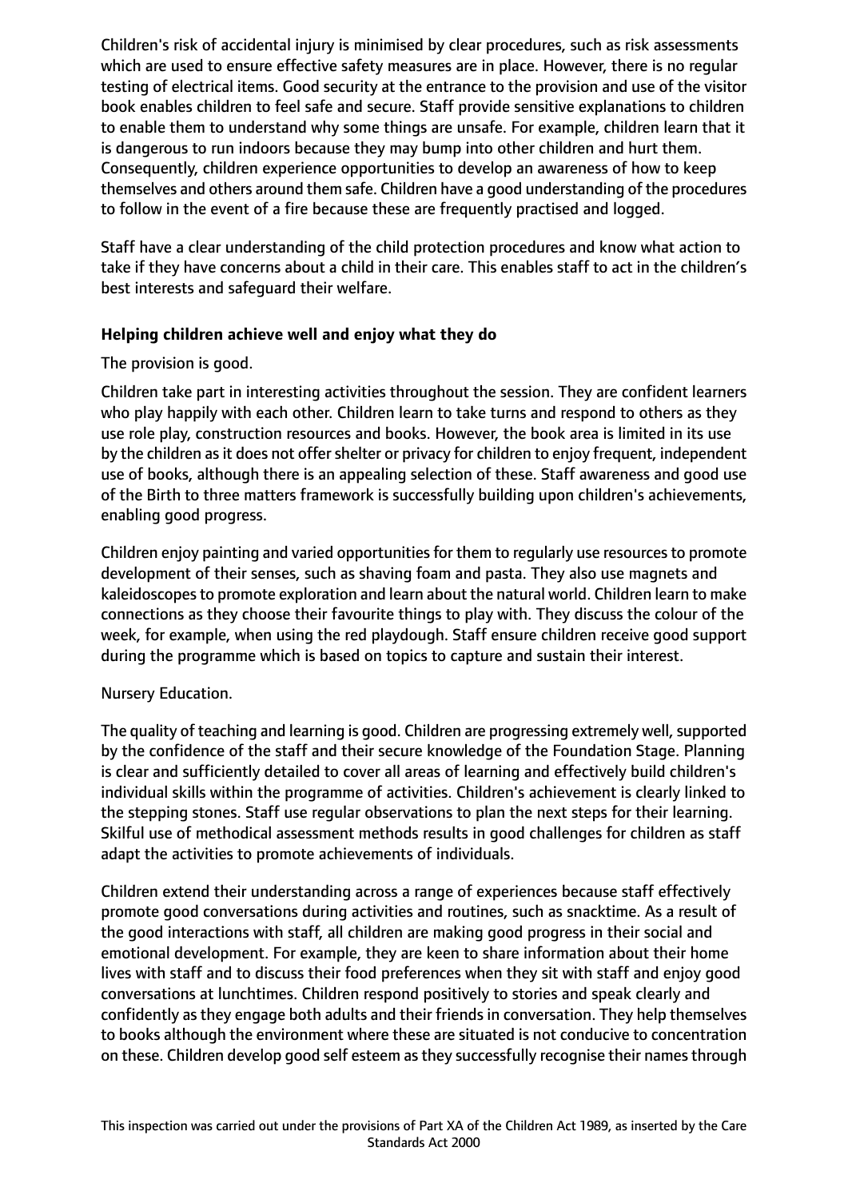Children's risk of accidental injury is minimised by clear procedures, such as risk assessments which are used to ensure effective safety measures are in place. However, there is no regular testing of electrical items. Good security at the entrance to the provision and use of the visitor book enables children to feel safe and secure. Staff provide sensitive explanations to children to enable them to understand why some things are unsafe. For example, children learn that it is dangerous to run indoors because they may bump into other children and hurt them. Consequently, children experience opportunities to develop an awareness of how to keep themselves and others around them safe. Children have a good understanding of the procedures to follow in the event of a fire because these are frequently practised and logged.

Staff have a clear understanding of the child protection procedures and know what action to take if they have concerns about a child in their care. This enables staff to act in the children's best interests and safeguard their welfare.

**Helping children achieve well and enjoy what they do**

The provision is good.

Children take part in interesting activities throughout the session. They are confident learners who play happily with each other. Children learn to take turns and respond to others as they use role play, construction resources and books. However, the book area is limited in its use by the children as it does not offer shelter or privacy for children to enjoy frequent, independent use of books, although there is an appealing selection of these. Staff awareness and good use of the Birth to three matters framework is successfully building upon children's achievements, enabling good progress.

Children enjoy painting and varied opportunities for them to regularly use resources to promote development of their senses, such as shaving foam and pasta. They also use magnets and kaleidoscopes to promote exploration and learn about the natural world. Children learn to make connections as they choose their favourite things to play with. They discuss the colour of the week, for example, when using the red playdough. Staff ensure children receive good support during the programme which is based on topics to capture and sustain their interest.

Nursery Education.

The quality of teaching and learning is good. Children are progressing extremely well, supported by the confidence of the staff and their secure knowledge of the Foundation Stage. Planning is clear and sufficiently detailed to cover all areas of learning and effectively build children's individual skills within the programme of activities. Children's achievement is clearly linked to the stepping stones. Staff use regular observations to plan the next steps for their learning. Skilful use of methodical assessment methods results in good challenges for children as staff adapt the activities to promote achievements of individuals.

Children extend their understanding across a range of experiences because staff effectively promote good conversations during activities and routines, such as snacktime. As a result of the good interactions with staff, all children are making good progress in their social and emotional development. For example, they are keen to share information about their home lives with staff and to discuss their food preferences when they sit with staff and enjoy good conversations at lunchtimes. Children respond positively to stories and speak clearly and confidently as they engage both adults and their friends in conversation. They help themselves to books although the environment where these are situated is not conducive to concentration on these. Children develop good self esteem as they successfully recognise their names through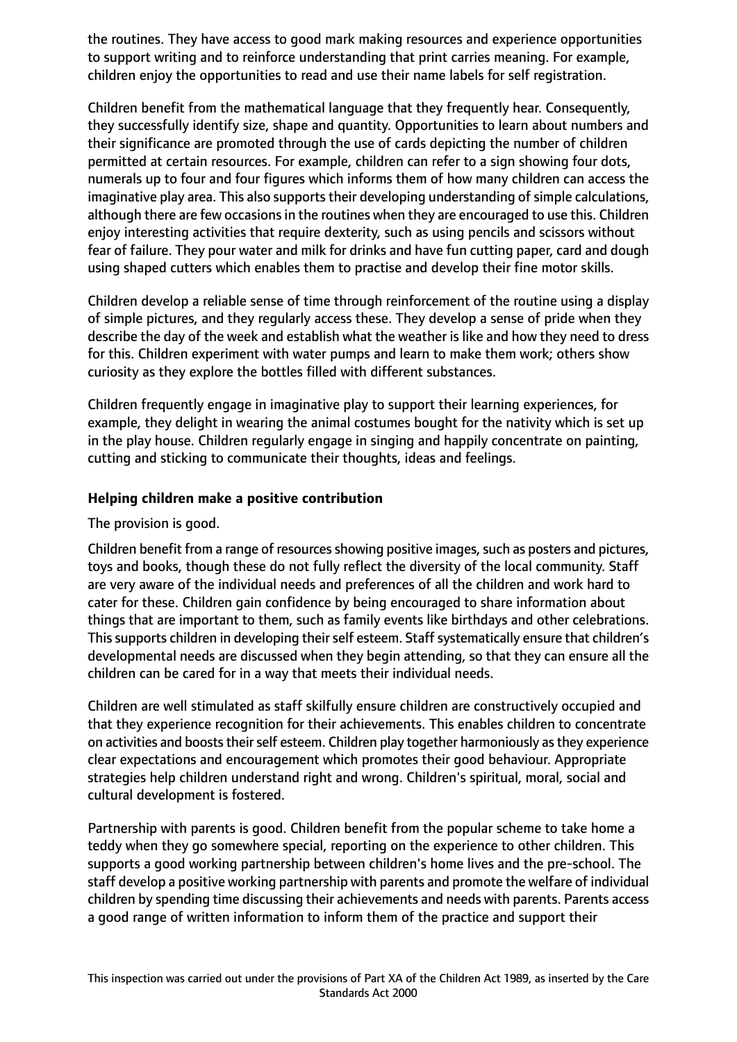the routines. They have access to good mark making resources and experience opportunities to support writing and to reinforce understanding that print carries meaning. For example, children enjoy the opportunities to read and use their name labels for self registration.

Children benefit from the mathematical language that they frequently hear. Consequently, they successfully identify size, shape and quantity. Opportunities to learn about numbers and their significance are promoted through the use of cards depicting the number of children permitted at certain resources. For example, children can refer to a sign showing four dots, numerals up to four and four figures which informs them of how many children can access the imaginative play area. This also supports their developing understanding of simple calculations, although there are few occasions in the routines when they are encouraged to use this. Children enjoy interesting activities that require dexterity, such as using pencils and scissors without fear of failure. They pour water and milk for drinks and have fun cutting paper, card and dough using shaped cutters which enables them to practise and develop their fine motor skills.

Children develop a reliable sense of time through reinforcement of the routine using a display of simple pictures, and they regularly access these. They develop a sense of pride when they describe the day of the week and establish what the weather is like and how they need to dress for this. Children experiment with water pumps and learn to make them work; others show curiosity as they explore the bottles filled with different substances.

Children frequently engage in imaginative play to support their learning experiences, for example, they delight in wearing the animal costumes bought for the nativity which is set up in the play house. Children regularly engage in singing and happily concentrate on painting, cutting and sticking to communicate their thoughts, ideas and feelings.

**Helping children make a positive contribution**

The provision is good.

Children benefit from a range of resources showing positive images, such as posters and pictures, toys and books, though these do not fully reflect the diversity of the local community. Staff are very aware of the individual needs and preferences of all the children and work hard to cater for these. Children gain confidence by being encouraged to share information about things that are important to them, such as family events like birthdays and other celebrations. This supports children in developing their self esteem. Staff systematically ensure that children's developmental needs are discussed when they begin attending, so that they can ensure all the children can be cared for in a way that meets their individual needs.

Children are well stimulated as staff skilfully ensure children are constructively occupied and that they experience recognition for their achievements. This enables children to concentrate on activities and boosts their self esteem. Children play together harmoniously as they experience clear expectations and encouragement which promotes their good behaviour. Appropriate strategies help children understand right and wrong. Children's spiritual, moral, social and cultural development is fostered.

Partnership with parents is good. Children benefit from the popular scheme to take home a teddy when they go somewhere special, reporting on the experience to other children. This supports a good working partnership between children's home lives and the pre-school. The staff develop a positive working partnership with parents and promote the welfare of individual children by spending time discussing their achievements and needs with parents. Parents access a good range of written information to inform them of the practice and support their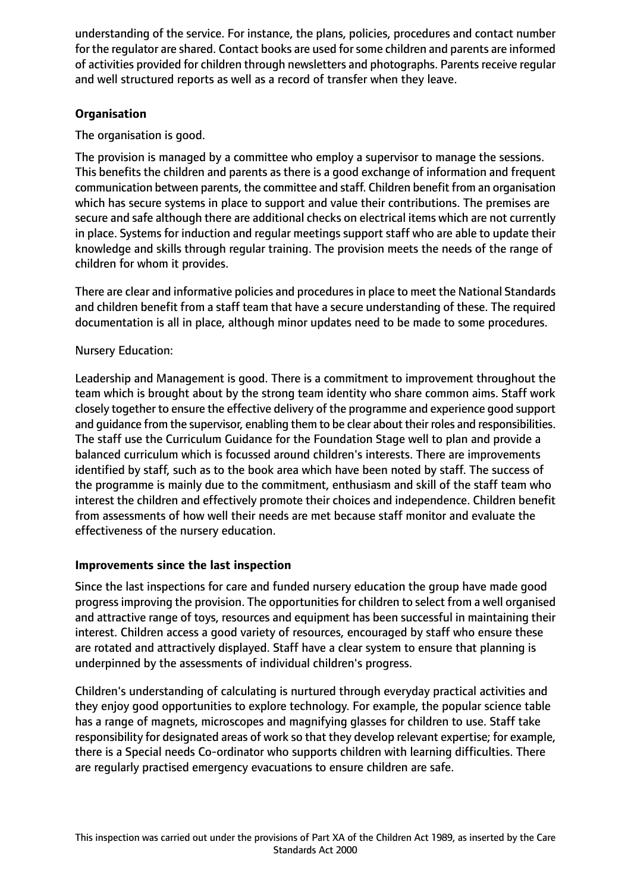understanding of the service. For instance, the plans, policies, procedures and contact number for the regulator are shared. Contact books are used for some children and parents are informed of activities provided for children through newsletters and photographs. Parents receive regular and well structured reports as well as a record of transfer when they leave.

**Organisation**

The organisation is good.

The provision is managed by a committee who employ a supervisor to manage the sessions. This benefits the children and parents as there is a good exchange of information and frequent communication between parents, the committee and staff. Children benefit from an organisation which has secure systems in place to support and value their contributions. The premises are secure and safe although there are additional checks on electrical items which are not currently in place. Systems for induction and regular meetings support staff who are able to update their knowledge and skills through regular training. The provision meets the needs of the range of children for whom it provides.

There are clear and informative policies and procedures in place to meet the National Standards and children benefit from a staff team that have a secure understanding of these. The required documentation is all in place, although minor updates need to be made to some procedures.

Nursery Education:

Leadership and Management is good. There is a commitment to improvement throughout the team which is brought about by the strong team identity who share common aims. Staff work closely together to ensure the effective delivery of the programme and experience good support and guidance from the supervisor, enabling them to be clear about their roles and responsibilities. The staff use the Curriculum Guidance for the Foundation Stage well to plan and provide a balanced curriculum which is focussed around children's interests. There are improvements identified by staff, such as to the book area which have been noted by staff. The success of the programme is mainly due to the commitment, enthusiasm and skill of the staff team who interest the children and effectively promote their choices and independence. Children benefit from assessments of how well their needs are met because staff monitor and evaluate the effectiveness of the nursery education.

**Improvements since the last inspection**

Since the last inspections for care and funded nursery education the group have made good progress improving the provision. The opportunities for children to select from a well organised and attractive range of toys, resources and equipment has been successful in maintaining their interest. Children access a good variety of resources, encouraged by staff who ensure these are rotated and attractively displayed. Staff have a clear system to ensure that planning is underpinned by the assessments of individual children's progress.

Children's understanding of calculating is nurtured through everyday practical activities and they enjoy good opportunities to explore technology. For example, the popular science table has a range of magnets, microscopes and magnifying glasses for children to use. Staff take responsibility for designated areas of work so that they develop relevant expertise; for example, there is a Special needs Co-ordinator who supports children with learning difficulties. There are regularly practised emergency evacuations to ensure children are safe.

This inspection was carried out under the provisions of Part XA of the Children Act 1989, as inserted by the Care Standards Act 2000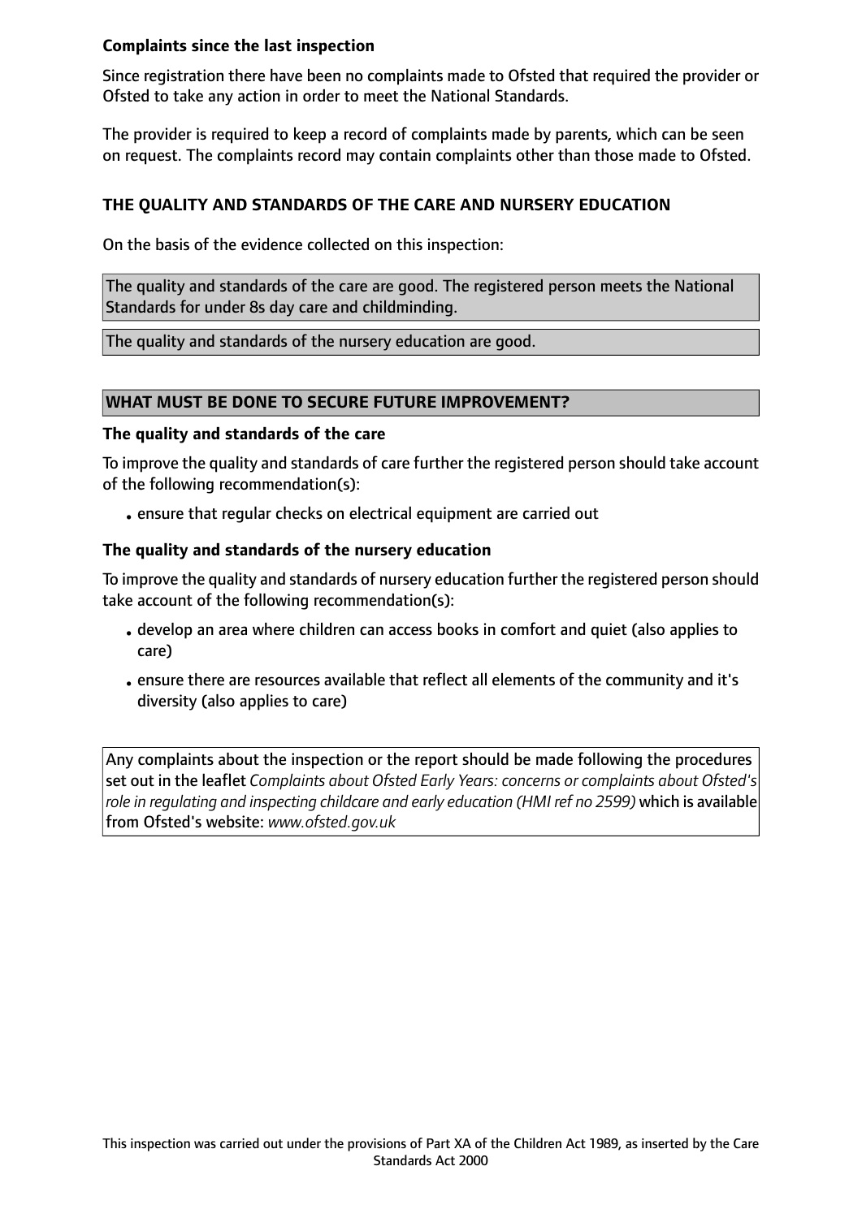**Complaints since the last inspection**

Since registration there have been no complaints made to Ofsted that required the provider or Ofsted to take any action in order to meet the National Standards.

The provider is required to keep a record of complaints made by parents, which can be seen on request. The complaints record may contain complaints other than those made to Ofsted.

## THE QUALITY AND STANDARDS OF THE CARE AND NURSERY EDUCATION

On the basis of the evidence collected on this inspection:

The quality and standards of the care are good. The registered person meets the National Standards for under 8s day care and childminding.

The quality and standards of the nursery education are good.

## WHAT MUST BE DONE TO SECURE FUTURE IMPROVEMENT?

**The quality and standards of the care**

To improve the quality and standards of care further the registered person should take account of the following recommendation(s):

- ensure that regular checks on electrical equipment are carried out

**The quality and standards of the nursery education**

To improve the quality and standards of nursery education further the registered person should take account of the following recommendation(s):

- develop an area where children can access books in comfort and quiet (also applies to care)
- ensure there are resources available that reflect all elements of the community and it's diversity (also applies to care)

Any complaints about the inspection or the report should be made following the procedures set out in the leaflet *Complaints about Ofsted Early Years: concerns or complaints about Ofsted's role in regulating and inspecting childcare and early education (HMI ref no 2599)* which is available from Ofsted's website: *www.ofsted.gov.uk*

This inspection was carried out under the provisions of Part XA of the Children Act 1989, as inserted by the Care Standards Act 2000